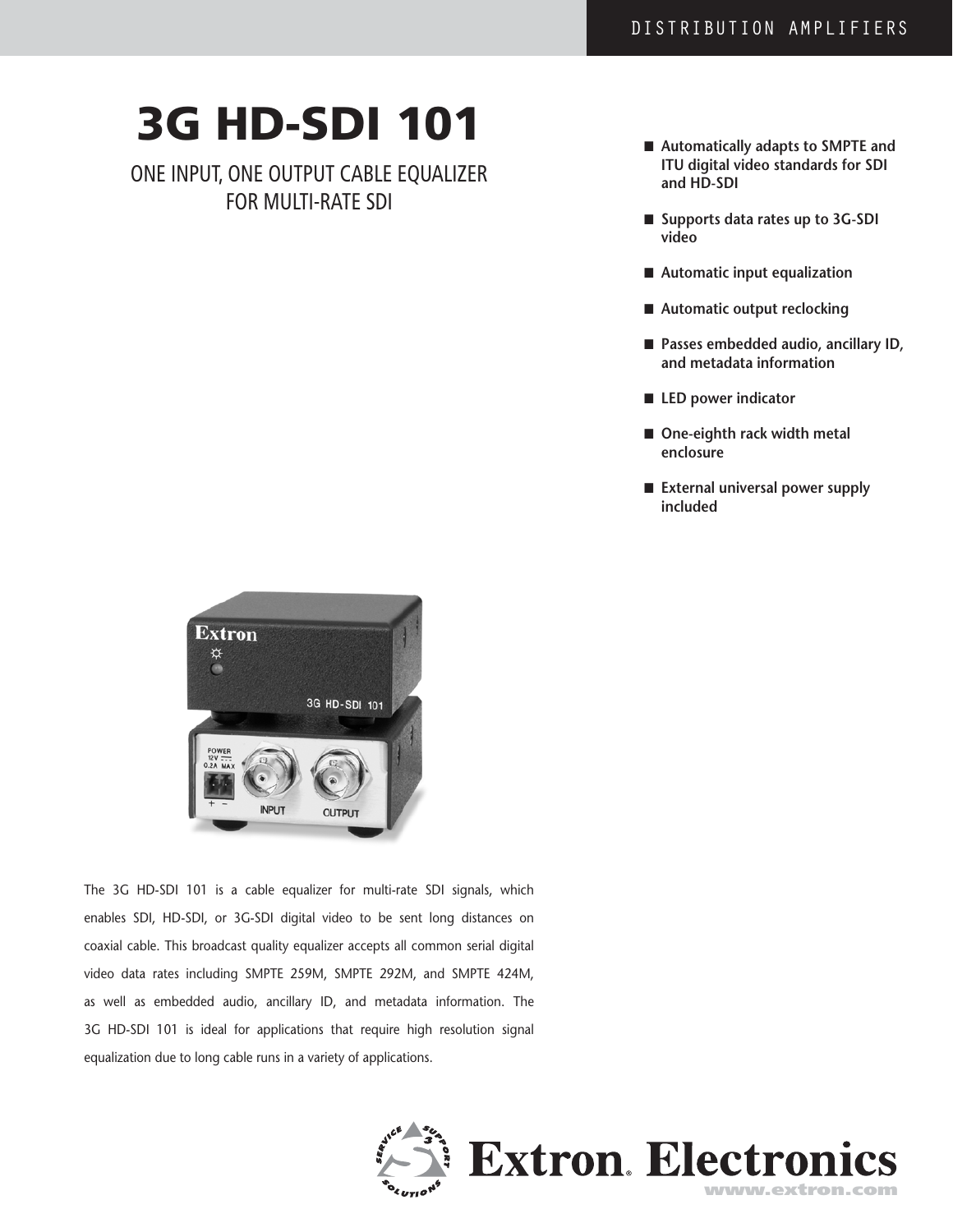DISTRIBUTION AMPLIFIERS

# 3G HD-SDI 101

## ONE INPUT, ONE OUTPUT CABLE EQUALIZER FOR MULTI-RATE SDI

- **Automatically adapts to SMPTE and ITU digital video standards for SDI and HD-SDI**
- **Supports data rates up to 3G-SDI video**
- **Automatic input equalization**
- **Automatic output reclocking**
- **Passes embedded audio, ancillary ID, and metadata information**
- **LED power indicator**
- **One-eighth rack width metal enclosure**
- **External universal power supply included**

The 3G HD-SDI 101 is a cable equalizer for multi-rate SDI signals, which enables SDI, HD-SDI, or 3G-SDI digital video to be sent long distances on coaxial cable. This broadcast quality equalizer accepts all common serial digital video data rates including SMPTE 259M, SMPTE 292M, and SMPTE 424M, as well as embedded audio, ancillary ID, and metadata information. The 3G HD-SDI 101 is ideal for applications that require high resolution signal equalization due to long cable runs in a variety of applications.

Extron Electronics
www.extron.com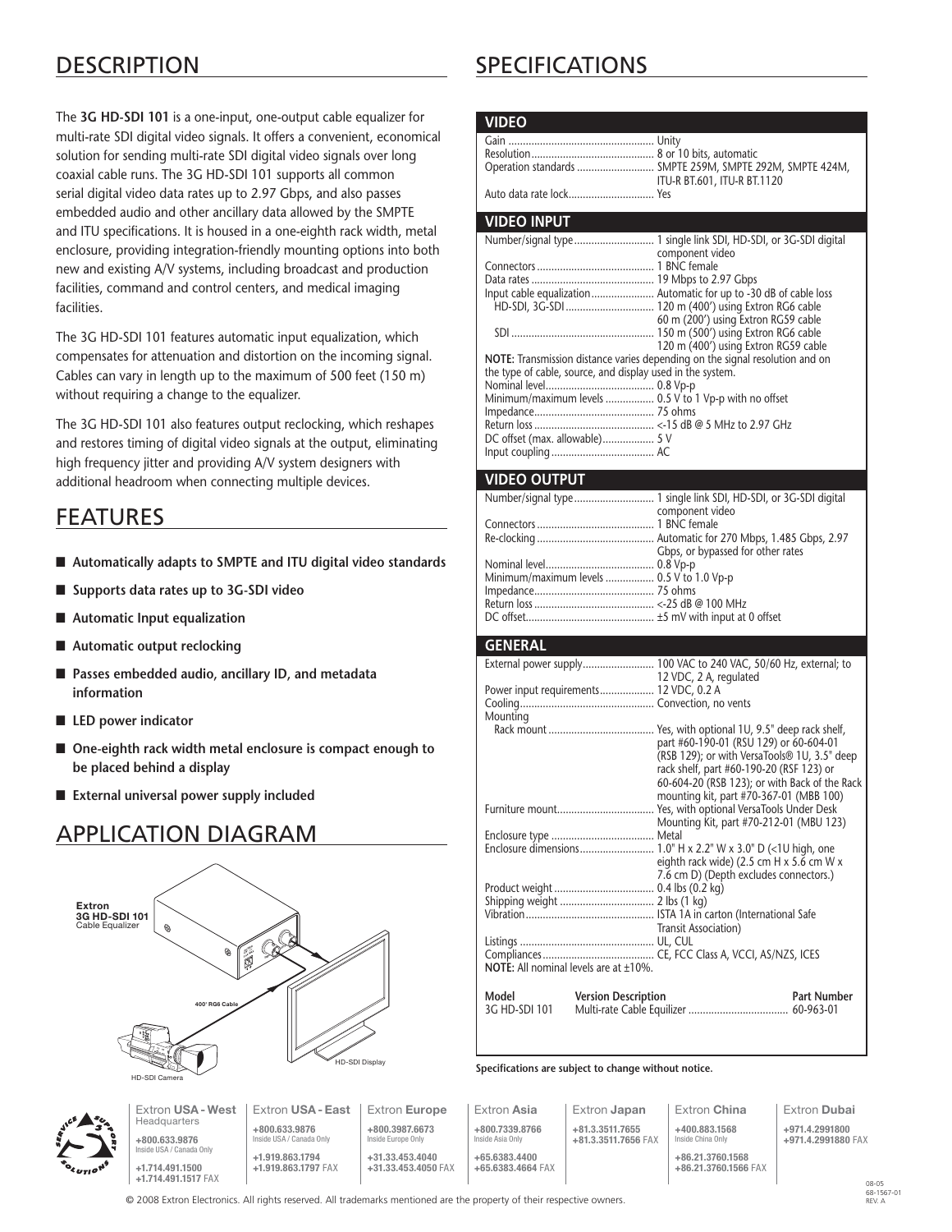## DESCRIPTION

The **3G HD-SDI 101** is a one-input, one-output cable equalizer for multi-rate SDI digital video signals. It offers a convenient, economical solution for sending multi-rate SDI digital video signals over long coaxial cable runs. The 3G HD-SDI 101 supports all common serial digital video data rates up to 2.97 Gbps, and also passes embedded audio and other ancillary data allowed by the SMPTE and ITU specifications. It is housed in a one-eighth rack width, metal enclosure, providing integration-friendly mounting options into both new and existing A/V systems, including broadcast and production facilities, command and control centers, and medical imaging facilities.

The 3G HD-SDI 101 features automatic input equalization, which compensates for attenuation and distortion on the incoming signal. Cables can vary in length up to the maximum of 500 feet (150 m) without requiring a change to the equalizer.

The 3G HD-SDI 101 also features output reclocking, which reshapes and restores timing of digital video signals at the output, eliminating high frequency jitter and providing A/V system designers with additional headroom when connecting multiple devices.

## FEATURES

- **Automatically adapts to SMPTE and ITU digital video standards**
- **Supports data rates up to 3G-SDI video**
- **Automatic Input equalization**
- **Automatic output reclocking**
- **Passes embedded audio, ancillary ID, and metadata information**
- **LED power indicator**
- **One-eighth rack width metal enclosure is compact enough to be placed behind a display**
- **External universal power supply included**

## APPLICATION DIAGRAM

Extron
3G HD-SDI 101
Cable Equalizer

400' RG6 Cable

HD-SDI Camera

HD-SDI Display

## SPECIFICATIONS

### VIDEO

Gain .................. Unity
Resolution .................. 8 or 10 bits, automatic
Operation standards .................. SMPTE 259M, SMPTE 292M, SMPTE 424M, ITU-R BT.601, ITU-R BT.1120
Auto data rate lock .................. Yes

### VIDEO INPUT

Number/signal type .................. 1 single link SDI, HD-SDI, or 3G-SDI digital component video
Connectors .................. 1 BNC female
Data rates .................. 19 Mbps to 2.97 Gbps
Input cable equalization .................. Automatic for up to -30 dB of cable loss
  HD-SDI, 3G-SDI .................. 120 m (400') using Extron RG6 cable
  60 m (200') using Extron RG59 cable
  SDI .................. 150 m (500') using Extron RG6 cable
  120 m (400') using Extron RG59 cable

**NOTE:** Transmission distance varies depending on the signal resolution and on the type of cable, source, and display used in the system.

Nominal level .................. 0.8 Vp-p
Minimum/maximum levels .................. 0.5 V to 1 Vp-p with no offset
Impedance .................. 75 ohms
Return loss .................. <-15 dB @ 5 MHz to 2.97 GHz
DC offset (max. allowable) .................. 5 V
Input coupling .................. AC

### VIDEO OUTPUT

Number/signal type .................. 1 single link SDI, HD-SDI, or 3G-SDI digital component video
Connectors .................. 1 BNC female
Re-clocking .................. Automatic for 270 Mbps, 1.485 Gbps, 2.97 Gbps, or bypassed for other rates
Nominal level .................. 0.8 Vp-p
Minimum/maximum levels .................. 0.5 V to 1.0 Vp-p
Impedance .................. 75 ohms
Return loss .................. <-25 dB @ 100 MHz
DC offset .................. ±5 mV with input at 0 offset

### GENERAL

External power supply .................. 100 VAC to 240 VAC, 50/60 Hz, external; to 12 VDC, 2 A, regulated
Power input requirements .................. 12 VDC, 0.2 A
Cooling .................. Convection, no vents
Mounting
  Rack mount .................. Yes, with optional 1U, 9.5" deep rack shelf, part #60-190-01 (RSU 129) or 60-604-01 (RSB 129); or with VersaTools® 1U, 3.5" deep rack shelf, part #60-190-20 (RSF 123) or 60-604-20 (RSB 123); or with Back of the Rack mounting kit, part #70-367-01 (MBB 100)
  Furniture mount .................. Yes, with optional VersaTools Under Desk Mounting Kit, part #70-212-01 (MBU 123)
Enclosure type .................. Metal
Enclosure dimensions .................. 1.0" H x 2.2" W x 3.0" D (<1U high, one eighth rack wide) (2.5 cm H x 5.6 cm W x 7.6 cm D) (Depth excludes connectors.)
Product weight .................. 0.4 lbs (0.2 kg)
Shipping weight .................. 2 lbs (1 kg)
Vibration .................. ISTA 1A in carton (International Safe Transit Association)
Listings .................. UL, CUL
Compliances .................. CE, FCC Class A, VCCI, AS/NZS, ICES

**NOTE:** All nominal levels are at ±10%.

| Model | Version Description | Part Number |
|---|---|---|
| 3G HD-SDI 101 | Multi-rate Cable Equalizer | 60-963-01 |

**Specifications are subject to change without notice.**

**Extron USA - West** Headquarters
+800.633.9876 Inside USA / Canada Only
+1.714.491.1500
+1.714.491.1517 FAX

**Extron USA - East**
+800.633.9876 Inside USA / Canada Only
+1.919.863.1794
+1.919.863.1797 FAX

**Extron Europe**
+800.3987.6673 Inside Europe Only
+31.33.453.4040
+31.33.453.4050 FAX

**Extron Asia**
+800.7339.8766 Inside Asia Only
+65.6383.4400
+65.6383.4664 FAX

**Extron Japan**
+81.3.3511.7655
+81.3.3511.7656 FAX

**Extron China**
+400.883.1568 Inside China Only
+86.21.3760.1568
+86.21.3760.1566 FAX

**Extron Dubai**
+971.4.2991800
+971.4.2991880 FAX

© 2008 Extron Electronics. All rights reserved. All trademarks mentioned are the property of their respective owners.

08-05
68-1567-01
REV. A